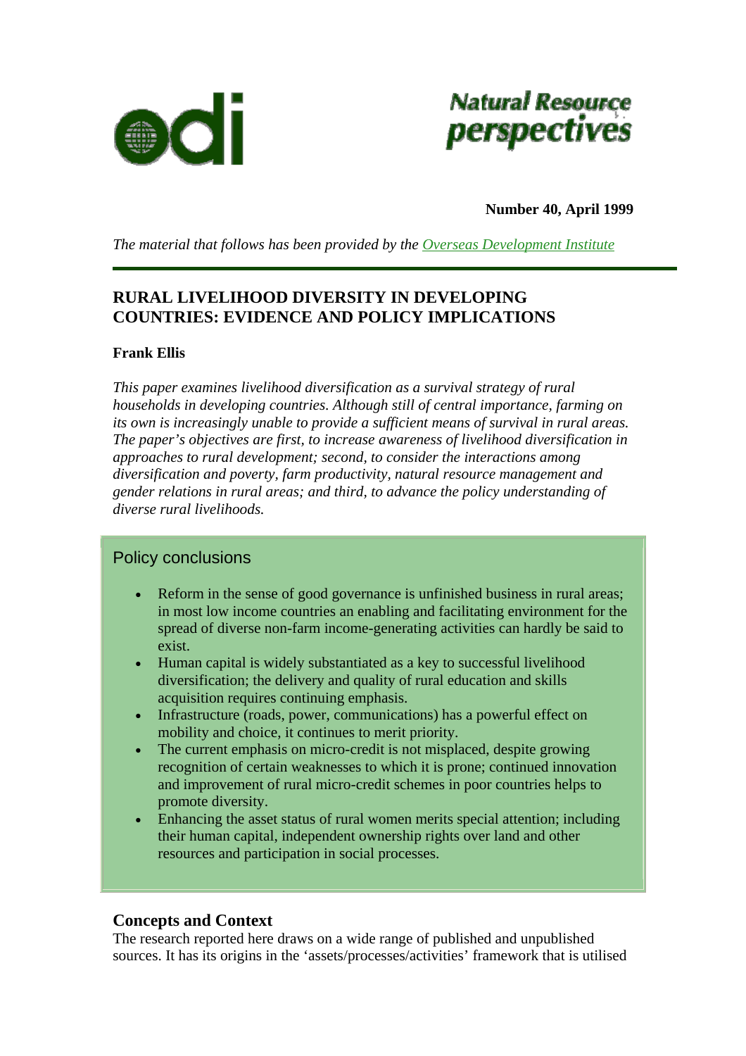Natural Resource perspectives

**Number 40, April 1999**

*The material that follows has been provided by the Overseas Development Institute*

---

## RURAL LIVELIHOOD DIVERSITY IN DEVELOPING COUNTRIES: EVIDENCE AND POLICY IMPLICATIONS

**Frank Ellis**

*This paper examines livelihood diversification as a survival strategy of rural households in developing countries. Although still of central importance, farming on its own is increasingly unable to provide a sufficient means of survival in rural areas. The paper's objectives are first, to increase awareness of livelihood diversification in approaches to rural development; second, to consider the interactions among diversification and poverty, farm productivity, natural resource management and gender relations in rural areas; and third, to advance the policy understanding of diverse rural livelihoods.*

### Policy conclusions

- Reform in the sense of good governance is unfinished business in rural areas; in most low income countries an enabling and facilitating environment for the spread of diverse non-farm income-generating activities can hardly be said to exist.
- Human capital is widely substantiated as a key to successful livelihood diversification; the delivery and quality of rural education and skills acquisition requires continuing emphasis.
- Infrastructure (roads, power, communications) has a powerful effect on mobility and choice, it continues to merit priority.
- The current emphasis on micro-credit is not misplaced, despite growing recognition of certain weaknesses to which it is prone; continued innovation and improvement of rural micro-credit schemes in poor countries helps to promote diversity.
- Enhancing the asset status of rural women merits special attention; including their human capital, independent ownership rights over land and other resources and participation in social processes.

### Concepts and Context

The research reported here draws on a wide range of published and unpublished sources. It has its origins in the 'assets/processes/activities' framework that is utilised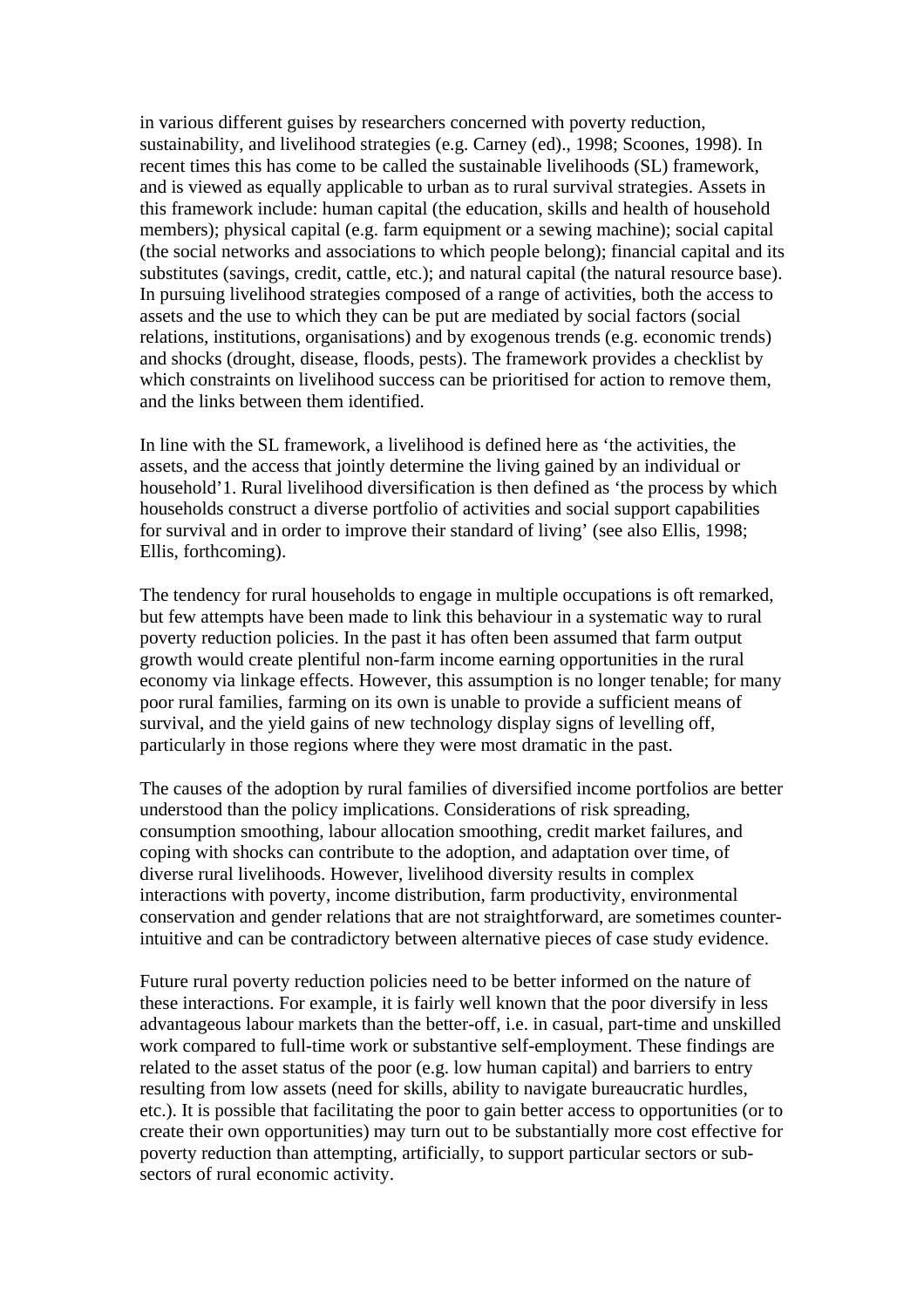in various different guises by researchers concerned with poverty reduction, sustainability, and livelihood strategies (e.g. Carney (ed)., 1998; Scoones, 1998). In recent times this has come to be called the sustainable livelihoods (SL) framework, and is viewed as equally applicable to urban as to rural survival strategies. Assets in this framework include: human capital (the education, skills and health of household members); physical capital (e.g. farm equipment or a sewing machine); social capital (the social networks and associations to which people belong); financial capital and its substitutes (savings, credit, cattle, etc.); and natural capital (the natural resource base). In pursuing livelihood strategies composed of a range of activities, both the access to assets and the use to which they can be put are mediated by social factors (social relations, institutions, organisations) and by exogenous trends (e.g. economic trends) and shocks (drought, disease, floods, pests). The framework provides a checklist by which constraints on livelihood success can be prioritised for action to remove them, and the links between them identified.

In line with the SL framework, a livelihood is defined here as 'the activities, the assets, and the access that jointly determine the living gained by an individual or household'[1]. Rural livelihood diversification is then defined as 'the process by which households construct a diverse portfolio of activities and social support capabilities for survival and in order to improve their standard of living' (see also Ellis, 1998; Ellis, forthcoming).

The tendency for rural households to engage in multiple occupations is oft remarked, but few attempts have been made to link this behaviour in a systematic way to rural poverty reduction policies. In the past it has often been assumed that farm output growth would create plentiful non-farm income earning opportunities in the rural economy via linkage effects. However, this assumption is no longer tenable; for many poor rural families, farming on its own is unable to provide a sufficient means of survival, and the yield gains of new technology display signs of levelling off, particularly in those regions where they were most dramatic in the past.

The causes of the adoption by rural families of diversified income portfolios are better understood than the policy implications. Considerations of risk spreading, consumption smoothing, labour allocation smoothing, credit market failures, and coping with shocks can contribute to the adoption, and adaptation over time, of diverse rural livelihoods. However, livelihood diversity results in complex interactions with poverty, income distribution, farm productivity, environmental conservation and gender relations that are not straightforward, are sometimes counter-intuitive and can be contradictory between alternative pieces of case study evidence.

Future rural poverty reduction policies need to be better informed on the nature of these interactions. For example, it is fairly well known that the poor diversify in less advantageous labour markets than the better-off, i.e. in casual, part-time and unskilled work compared to full-time work or substantive self-employment. These findings are related to the asset status of the poor (e.g. low human capital) and barriers to entry resulting from low assets (need for skills, ability to navigate bureaucratic hurdles, etc.). It is possible that facilitating the poor to gain better access to opportunities (or to create their own opportunities) may turn out to be substantially more cost effective for poverty reduction than attempting, artificially, to support particular sectors or sub-sectors of rural economic activity.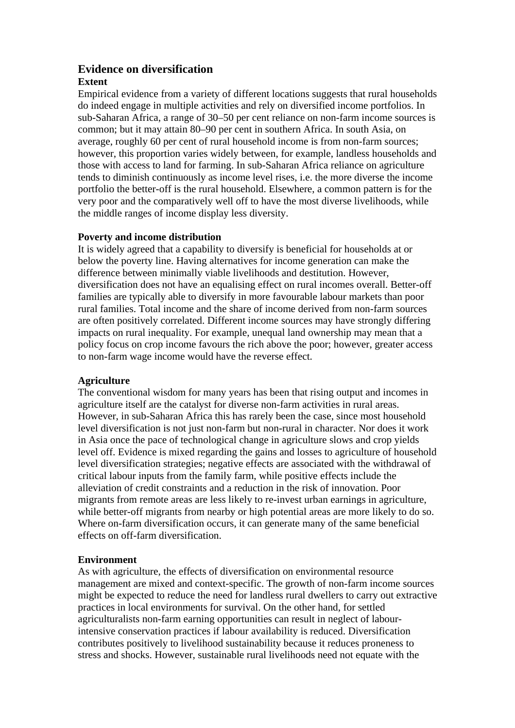## Evidence on diversification

### Extent

Empirical evidence from a variety of different locations suggests that rural households do indeed engage in multiple activities and rely on diversified income portfolios. In sub-Saharan Africa, a range of 30–50 per cent reliance on non-farm income sources is common; but it may attain 80–90 per cent in southern Africa. In south Asia, on average, roughly 60 per cent of rural household income is from non-farm sources; however, this proportion varies widely between, for example, landless households and those with access to land for farming. In sub-Saharan Africa reliance on agriculture tends to diminish continuously as income level rises, i.e. the more diverse the income portfolio the better-off is the rural household. Elsewhere, a common pattern is for the very poor and the comparatively well off to have the most diverse livelihoods, while the middle ranges of income display less diversity.

### Poverty and income distribution

It is widely agreed that a capability to diversify is beneficial for households at or below the poverty line. Having alternatives for income generation can make the difference between minimally viable livelihoods and destitution. However, diversification does not have an equalising effect on rural incomes overall. Better-off families are typically able to diversify in more favourable labour markets than poor rural families. Total income and the share of income derived from non-farm sources are often positively correlated. Different income sources may have strongly differing impacts on rural inequality. For example, unequal land ownership may mean that a policy focus on crop income favours the rich above the poor; however, greater access to non-farm wage income would have the reverse effect.

### Agriculture

The conventional wisdom for many years has been that rising output and incomes in agriculture itself are the catalyst for diverse non-farm activities in rural areas. However, in sub-Saharan Africa this has rarely been the case, since most household level diversification is not just non-farm but non-rural in character. Nor does it work in Asia once the pace of technological change in agriculture slows and crop yields level off. Evidence is mixed regarding the gains and losses to agriculture of household level diversification strategies; negative effects are associated with the withdrawal of critical labour inputs from the family farm, while positive effects include the alleviation of credit constraints and a reduction in the risk of innovation. Poor migrants from remote areas are less likely to re-invest urban earnings in agriculture, while better-off migrants from nearby or high potential areas are more likely to do so. Where on-farm diversification occurs, it can generate many of the same beneficial effects on off-farm diversification.

### Environment

As with agriculture, the effects of diversification on environmental resource management are mixed and context-specific. The growth of non-farm income sources might be expected to reduce the need for landless rural dwellers to carry out extractive practices in local environments for survival. On the other hand, for settled agriculturalists non-farm earning opportunities can result in neglect of labour-intensive conservation practices if labour availability is reduced. Diversification contributes positively to livelihood sustainability because it reduces proneness to stress and shocks. However, sustainable rural livelihoods need not equate with the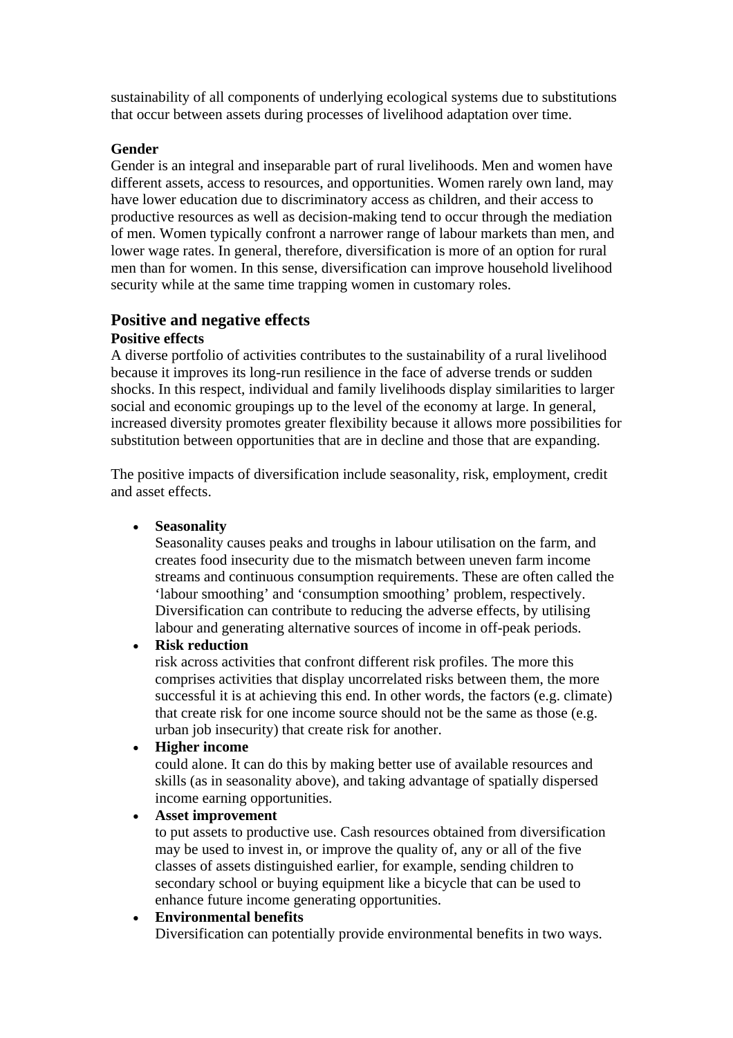sustainability of all components of underlying ecological systems due to substitutions that occur between assets during processes of livelihood adaptation over time.

**Gender**

Gender is an integral and inseparable part of rural livelihoods. Men and women have different assets, access to resources, and opportunities. Women rarely own land, may have lower education due to discriminatory access as children, and their access to productive resources as well as decision-making tend to occur through the mediation of men. Women typically confront a narrower range of labour markets than men, and lower wage rates. In general, therefore, diversification is more of an option for rural men than for women. In this sense, diversification can improve household livelihood security while at the same time trapping women in customary roles.

## Positive and negative effects

**Positive effects**

A diverse portfolio of activities contributes to the sustainability of a rural livelihood because it improves its long-run resilience in the face of adverse trends or sudden shocks. In this respect, individual and family livelihoods display similarities to larger social and economic groupings up to the level of the economy at large. In general, increased diversity promotes greater flexibility because it allows more possibilities for substitution between opportunities that are in decline and those that are expanding.

The positive impacts of diversification include seasonality, risk, employment, credit and asset effects.

- **Seasonality**
  Seasonality causes peaks and troughs in labour utilisation on the farm, and creates food insecurity due to the mismatch between uneven farm income streams and continuous consumption requirements. These are often called the 'labour smoothing' and 'consumption smoothing' problem, respectively. Diversification can contribute to reducing the adverse effects, by utilising labour and generating alternative sources of income in off-peak periods.
- **Risk reduction**
  risk across activities that confront different risk profiles. The more this comprises activities that display uncorrelated risks between them, the more successful it is at achieving this end. In other words, the factors (e.g. climate) that create risk for one income source should not be the same as those (e.g. urban job insecurity) that create risk for another.
- **Higher income**
  could alone. It can do this by making better use of available resources and skills (as in seasonality above), and taking advantage of spatially dispersed income earning opportunities.
- **Asset improvement**
  to put assets to productive use. Cash resources obtained from diversification may be used to invest in, or improve the quality of, any or all of the five classes of assets distinguished earlier, for example, sending children to secondary school or buying equipment like a bicycle that can be used to enhance future income generating opportunities.
- **Environmental benefits**
  Diversification can potentially provide environmental benefits in two ways.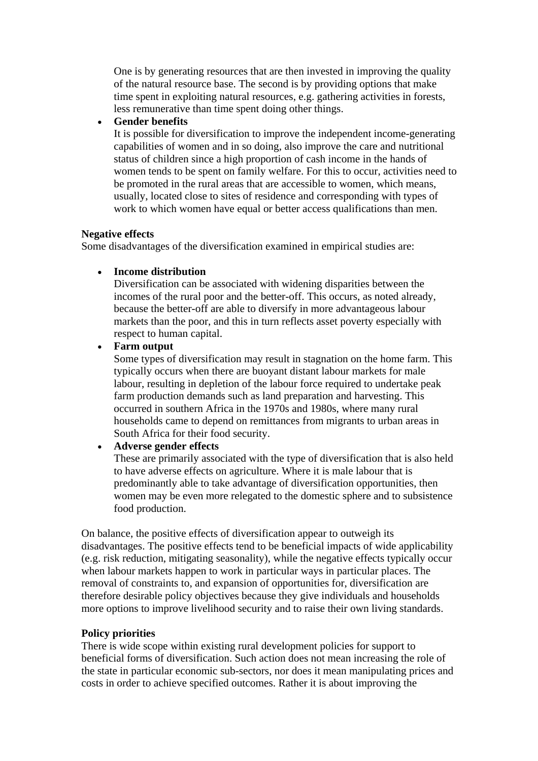One is by generating resources that are then invested in improving the quality of the natural resource base. The second is by providing options that make time spent in exploiting natural resources, e.g. gathering activities in forests, less remunerative than time spent doing other things.

- **Gender benefits**
  It is possible for diversification to improve the independent income-generating capabilities of women and in so doing, also improve the care and nutritional status of children since a high proportion of cash income in the hands of women tends to be spent on family welfare. For this to occur, activities need to be promoted in the rural areas that are accessible to women, which means, usually, located close to sites of residence and corresponding with types of work to which women have equal or better access qualifications than men.

**Negative effects**
Some disadvantages of the diversification examined in empirical studies are:

- **Income distribution**
  Diversification can be associated with widening disparities between the incomes of the rural poor and the better-off. This occurs, as noted already, because the better-off are able to diversify in more advantageous labour markets than the poor, and this in turn reflects asset poverty especially with respect to human capital.
- **Farm output**
  Some types of diversification may result in stagnation on the home farm. This typically occurs when there are buoyant distant labour markets for male labour, resulting in depletion of the labour force required to undertake peak farm production demands such as land preparation and harvesting. This occurred in southern Africa in the 1970s and 1980s, where many rural households came to depend on remittances from migrants to urban areas in South Africa for their food security.
- **Adverse gender effects**
  These are primarily associated with the type of diversification that is also held to have adverse effects on agriculture. Where it is male labour that is predominantly able to take advantage of diversification opportunities, then women may be even more relegated to the domestic sphere and to subsistence food production.

On balance, the positive effects of diversification appear to outweigh its disadvantages. The positive effects tend to be beneficial impacts of wide applicability (e.g. risk reduction, mitigating seasonality), while the negative effects typically occur when labour markets happen to work in particular ways in particular places. The removal of constraints to, and expansion of opportunities for, diversification are therefore desirable policy objectives because they give individuals and households more options to improve livelihood security and to raise their own living standards.

**Policy priorities**
There is wide scope within existing rural development policies for support to beneficial forms of diversification. Such action does not mean increasing the role of the state in particular economic sub-sectors, nor does it mean manipulating prices and costs in order to achieve specified outcomes. Rather it is about improving the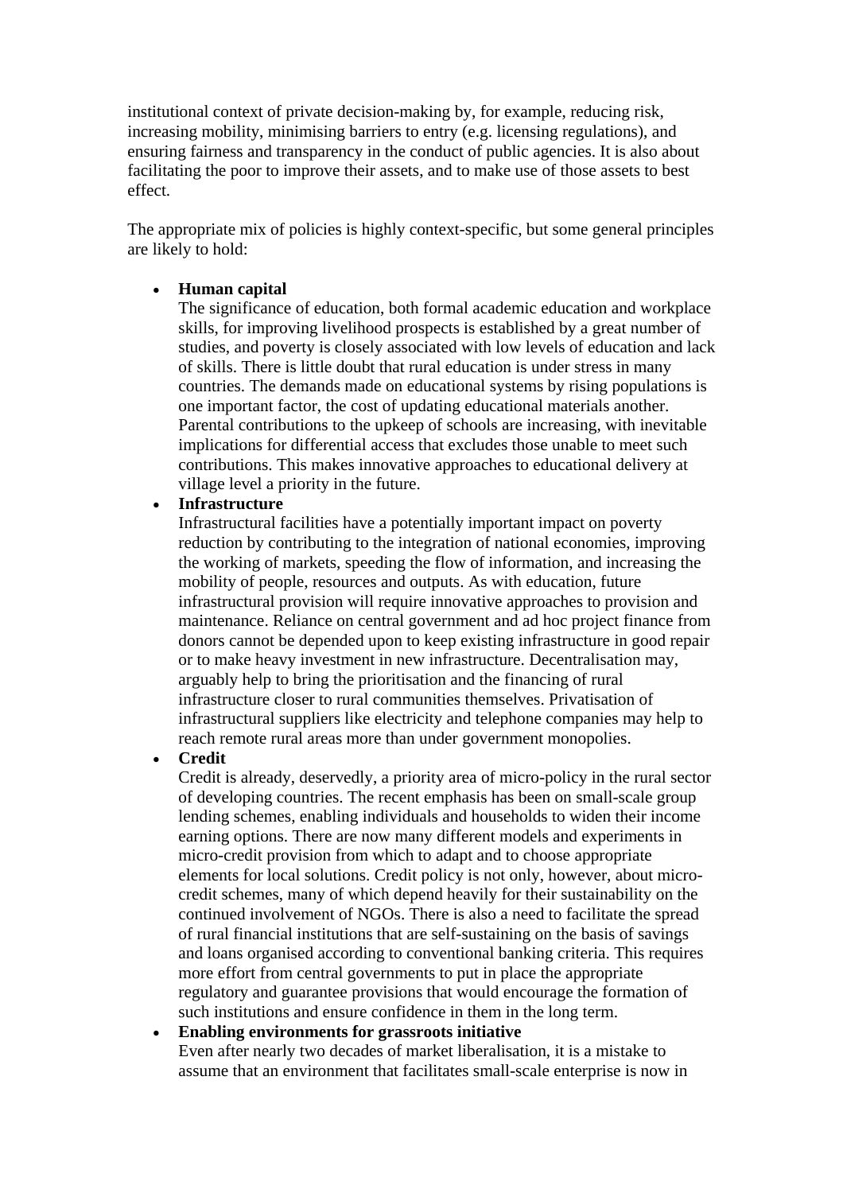institutional context of private decision-making by, for example, reducing risk, increasing mobility, minimising barriers to entry (e.g. licensing regulations), and ensuring fairness and transparency in the conduct of public agencies. It is also about facilitating the poor to improve their assets, and to make use of those assets to best effect.

The appropriate mix of policies is highly context-specific, but some general principles are likely to hold:

- **Human capital**
  The significance of education, both formal academic education and workplace skills, for improving livelihood prospects is established by a great number of studies, and poverty is closely associated with low levels of education and lack of skills. There is little doubt that rural education is under stress in many countries. The demands made on educational systems by rising populations is one important factor, the cost of updating educational materials another. Parental contributions to the upkeep of schools are increasing, with inevitable implications for differential access that excludes those unable to meet such contributions. This makes innovative approaches to educational delivery at village level a priority in the future.
- **Infrastructure**
  Infrastructural facilities have a potentially important impact on poverty reduction by contributing to the integration of national economies, improving the working of markets, speeding the flow of information, and increasing the mobility of people, resources and outputs. As with education, future infrastructural provision will require innovative approaches to provision and maintenance. Reliance on central government and ad hoc project finance from donors cannot be depended upon to keep existing infrastructure in good repair or to make heavy investment in new infrastructure. Decentralisation may, arguably help to bring the prioritisation and the financing of rural infrastructure closer to rural communities themselves. Privatisation of infrastructural suppliers like electricity and telephone companies may help to reach remote rural areas more than under government monopolies.
- **Credit**
  Credit is already, deservedly, a priority area of micro-policy in the rural sector of developing countries. The recent emphasis has been on small-scale group lending schemes, enabling individuals and households to widen their income earning options. There are now many different models and experiments in micro-credit provision from which to adapt and to choose appropriate elements for local solutions. Credit policy is not only, however, about micro-credit schemes, many of which depend heavily for their sustainability on the continued involvement of NGOs. There is also a need to facilitate the spread of rural financial institutions that are self-sustaining on the basis of savings and loans organised according to conventional banking criteria. This requires more effort from central governments to put in place the appropriate regulatory and guarantee provisions that would encourage the formation of such institutions and ensure confidence in them in the long term.
- **Enabling environments for grassroots initiative**
  Even after nearly two decades of market liberalisation, it is a mistake to assume that an environment that facilitates small-scale enterprise is now in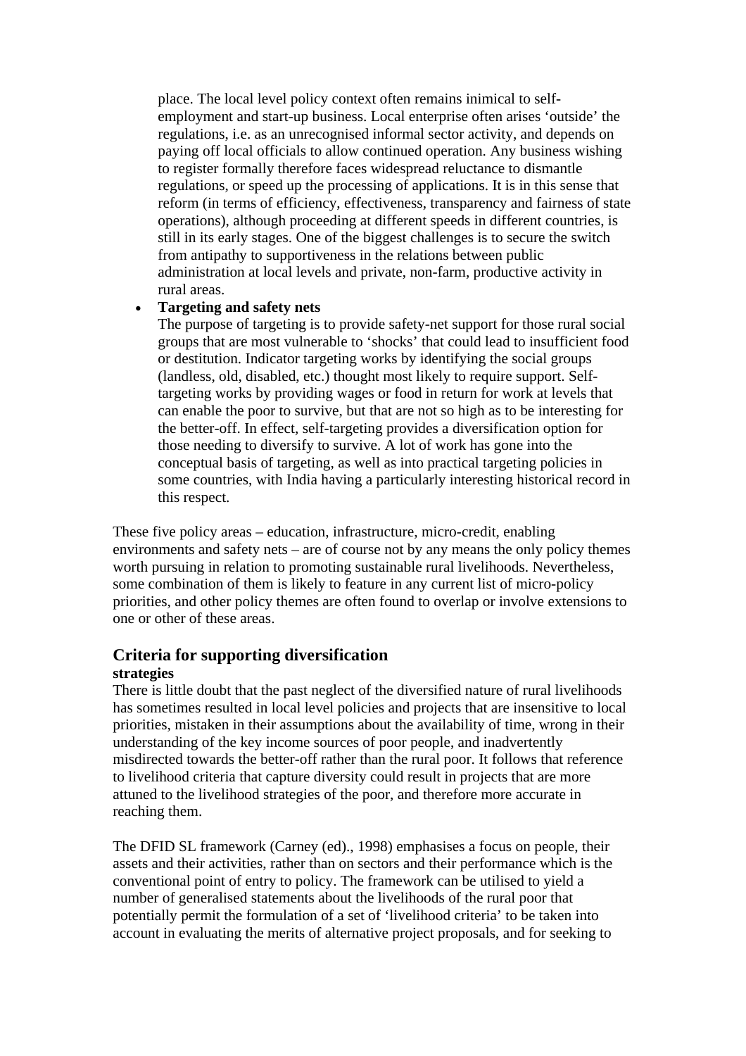place. The local level policy context often remains inimical to self-employment and start-up business. Local enterprise often arises 'outside' the regulations, i.e. as an unrecognised informal sector activity, and depends on paying off local officials to allow continued operation. Any business wishing to register formally therefore faces widespread reluctance to dismantle regulations, or speed up the processing of applications. It is in this sense that reform (in terms of efficiency, effectiveness, transparency and fairness of state operations), although proceeding at different speeds in different countries, is still in its early stages. One of the biggest challenges is to secure the switch from antipathy to supportiveness in the relations between public administration at local levels and private, non-farm, productive activity in rural areas.

- **Targeting and safety nets**
  The purpose of targeting is to provide safety-net support for those rural social groups that are most vulnerable to 'shocks' that could lead to insufficient food or destitution. Indicator targeting works by identifying the social groups (landless, old, disabled, etc.) thought most likely to require support. Self-targeting works by providing wages or food in return for work at levels that can enable the poor to survive, but that are not so high as to be interesting for the better-off. In effect, self-targeting provides a diversification option for those needing to diversify to survive. A lot of work has gone into the conceptual basis of targeting, as well as into practical targeting policies in some countries, with India having a particularly interesting historical record in this respect.

These five policy areas – education, infrastructure, micro-credit, enabling environments and safety nets – are of course not by any means the only policy themes worth pursuing in relation to promoting sustainable rural livelihoods. Nevertheless, some combination of them is likely to feature in any current list of micro-policy priorities, and other policy themes are often found to overlap or involve extensions to one or other of these areas.

## Criteria for supporting diversification strategies

There is little doubt that the past neglect of the diversified nature of rural livelihoods has sometimes resulted in local level policies and projects that are insensitive to local priorities, mistaken in their assumptions about the availability of time, wrong in their understanding of the key income sources of poor people, and inadvertently misdirected towards the better-off rather than the rural poor. It follows that reference to livelihood criteria that capture diversity could result in projects that are more attuned to the livelihood strategies of the poor, and therefore more accurate in reaching them.

The DFID SL framework (Carney (ed)., 1998) emphasises a focus on people, their assets and their activities, rather than on sectors and their performance which is the conventional point of entry to policy. The framework can be utilised to yield a number of generalised statements about the livelihoods of the rural poor that potentially permit the formulation of a set of 'livelihood criteria' to be taken into account in evaluating the merits of alternative project proposals, and for seeking to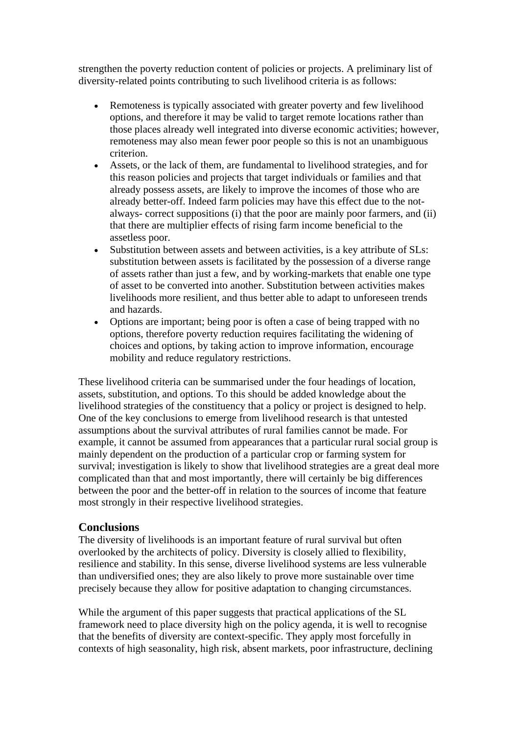strengthen the poverty reduction content of policies or projects. A preliminary list of diversity-related points contributing to such livelihood criteria is as follows:

- Remoteness is typically associated with greater poverty and few livelihood options, and therefore it may be valid to target remote locations rather than those places already well integrated into diverse economic activities; however, remoteness may also mean fewer poor people so this is not an unambiguous criterion.
- Assets, or the lack of them, are fundamental to livelihood strategies, and for this reason policies and projects that target individuals or families and that already possess assets, are likely to improve the incomes of those who are already better-off. Indeed farm policies may have this effect due to the not-always- correct suppositions (i) that the poor are mainly poor farmers, and (ii) that there are multiplier effects of rising farm income beneficial to the assetless poor.
- Substitution between assets and between activities, is a key attribute of SLs: substitution between assets is facilitated by the possession of a diverse range of assets rather than just a few, and by working-markets that enable one type of asset to be converted into another. Substitution between activities makes livelihoods more resilient, and thus better able to adapt to unforeseen trends and hazards.
- Options are important; being poor is often a case of being trapped with no options, therefore poverty reduction requires facilitating the widening of choices and options, by taking action to improve information, encourage mobility and reduce regulatory restrictions.

These livelihood criteria can be summarised under the four headings of location, assets, substitution, and options. To this should be added knowledge about the livelihood strategies of the constituency that a policy or project is designed to help. One of the key conclusions to emerge from livelihood research is that untested assumptions about the survival attributes of rural families cannot be made. For example, it cannot be assumed from appearances that a particular rural social group is mainly dependent on the production of a particular crop or farming system for survival; investigation is likely to show that livelihood strategies are a great deal more complicated than that and most importantly, there will certainly be big differences between the poor and the better-off in relation to the sources of income that feature most strongly in their respective livelihood strategies.

## Conclusions

The diversity of livelihoods is an important feature of rural survival but often overlooked by the architects of policy. Diversity is closely allied to flexibility, resilience and stability. In this sense, diverse livelihood systems are less vulnerable than undiversified ones; they are also likely to prove more sustainable over time precisely because they allow for positive adaptation to changing circumstances.

While the argument of this paper suggests that practical applications of the SL framework need to place diversity high on the policy agenda, it is well to recognise that the benefits of diversity are context-specific. They apply most forcefully in contexts of high seasonality, high risk, absent markets, poor infrastructure, declining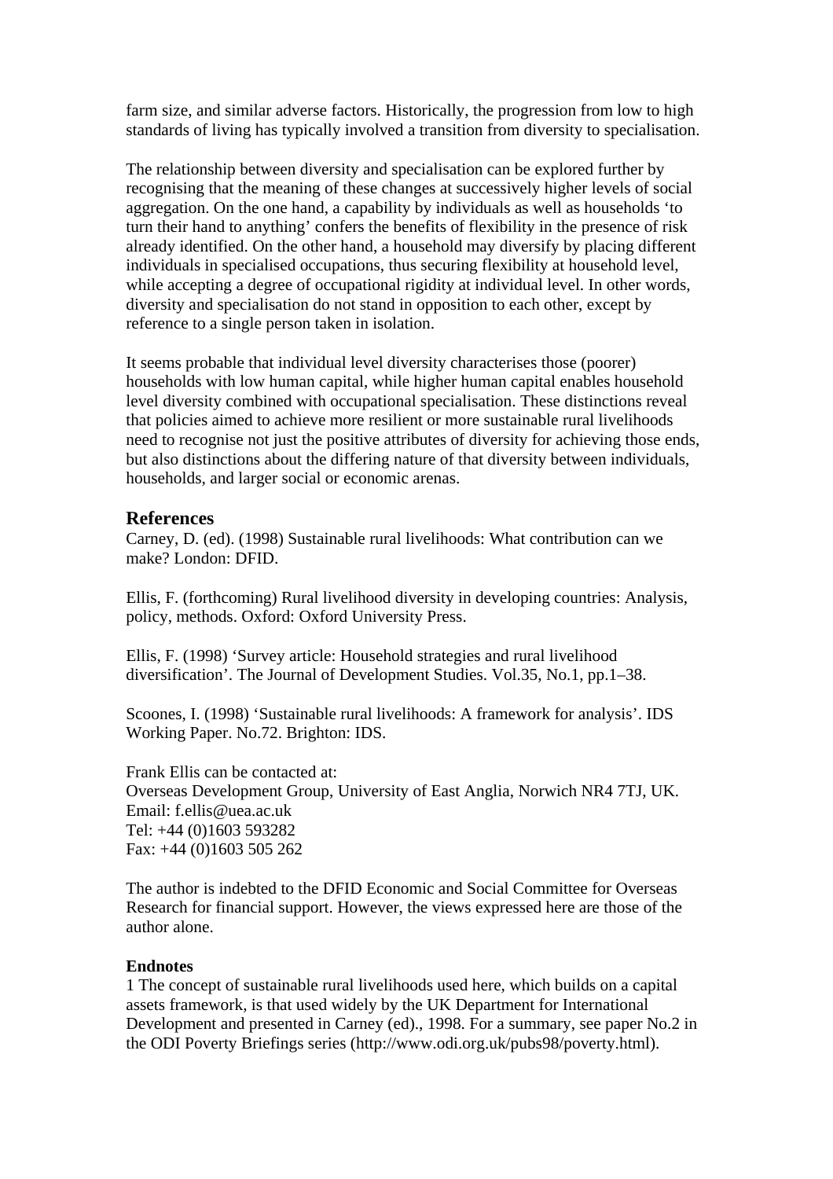farm size, and similar adverse factors. Historically, the progression from low to high standards of living has typically involved a transition from diversity to specialisation.

The relationship between diversity and specialisation can be explored further by recognising that the meaning of these changes at successively higher levels of social aggregation. On the one hand, a capability by individuals as well as households 'to turn their hand to anything' confers the benefits of flexibility in the presence of risk already identified. On the other hand, a household may diversify by placing different individuals in specialised occupations, thus securing flexibility at household level, while accepting a degree of occupational rigidity at individual level. In other words, diversity and specialisation do not stand in opposition to each other, except by reference to a single person taken in isolation.

It seems probable that individual level diversity characterises those (poorer) households with low human capital, while higher human capital enables household level diversity combined with occupational specialisation. These distinctions reveal that policies aimed to achieve more resilient or more sustainable rural livelihoods need to recognise not just the positive attributes of diversity for achieving those ends, but also distinctions about the differing nature of that diversity between individuals, households, and larger social or economic arenas.

## References

Carney, D. (ed). (1998) Sustainable rural livelihoods: What contribution can we make? London: DFID.

Ellis, F. (forthcoming) Rural livelihood diversity in developing countries: Analysis, policy, methods. Oxford: Oxford University Press.

Ellis, F. (1998) 'Survey article: Household strategies and rural livelihood diversification'. The Journal of Development Studies. Vol.35, No.1, pp.1–38.

Scoones, I. (1998) 'Sustainable rural livelihoods: A framework for analysis'. IDS Working Paper. No.72. Brighton: IDS.

Frank Ellis can be contacted at:
Overseas Development Group, University of East Anglia, Norwich NR4 7TJ, UK.
Email: f.ellis@uea.ac.uk
Tel: +44 (0)1603 593282
Fax: +44 (0)1603 505 262

The author is indebted to the DFID Economic and Social Committee for Overseas Research for financial support. However, the views expressed here are those of the author alone.

**Endnotes**

1 The concept of sustainable rural livelihoods used here, which builds on a capital assets framework, is that used widely by the UK Department for International Development and presented in Carney (ed)., 1998. For a summary, see paper No.2 in the ODI Poverty Briefings series (http://www.odi.org.uk/pubs98/poverty.html).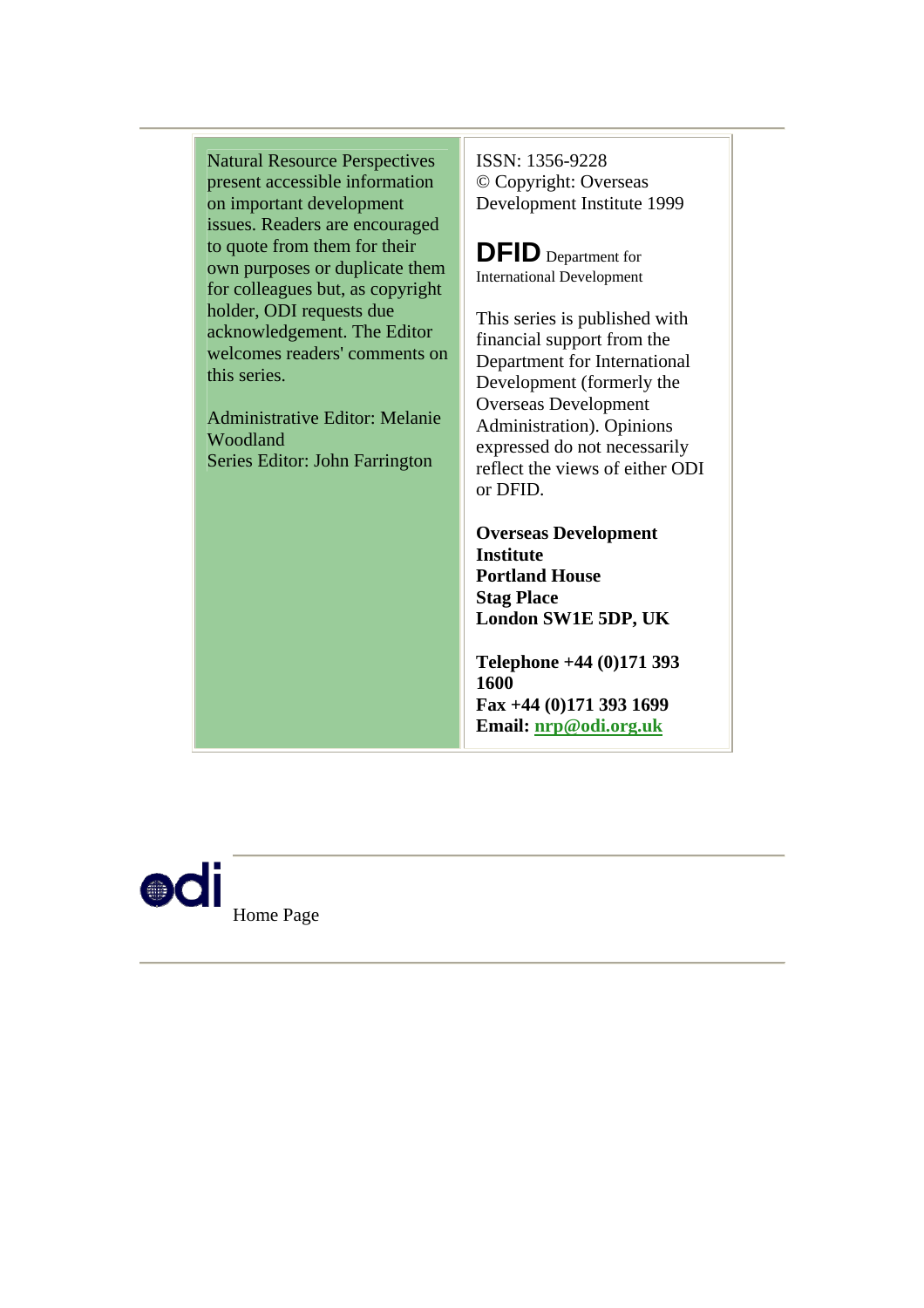Natural Resource Perspectives present accessible information on important development issues. Readers are encouraged to quote from them for their own purposes or duplicate them for colleagues but, as copyright holder, ODI requests due acknowledgement. The Editor welcomes readers' comments on this series.

Administrative Editor: Melanie Woodland
Series Editor: John Farrington

ISSN: 1356-9228
© Copyright: Overseas Development Institute 1999

**DFID** Department for International Development

This series is published with financial support from the Department for International Development (formerly the Overseas Development Administration). Opinions expressed do not necessarily reflect the views of either ODI or DFID.

**Overseas Development Institute**
**Portland House**
**Stag Place**
**London SW1E 5DP, UK**

**Telephone +44 (0)171 393 1600**
**Fax +44 (0)171 393 1699**
**Email: nrp@odi.org.uk**

odi Home Page